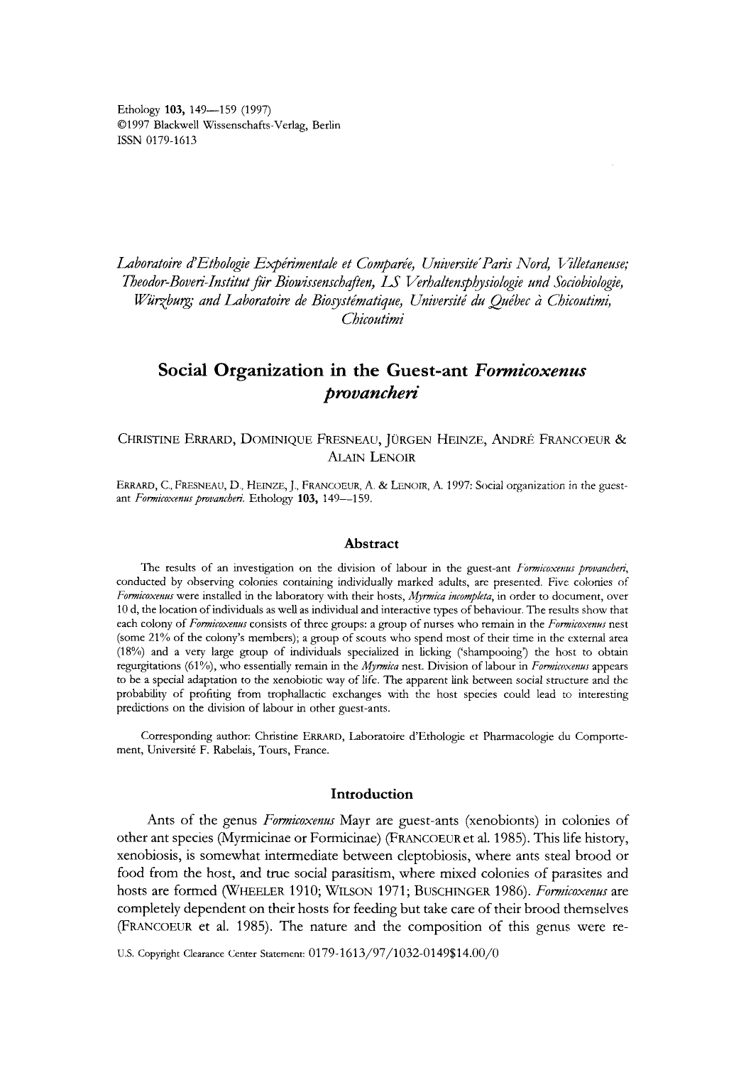Ethology **103**, 149—159 (1997)
©1997 Blackwell Wissenschafts-Verlag, Berlin
ISSN 0179-1613

*Laboratoire d'Ethologie Expérimentale et Comparée, Universite' Paris Nord, Villetaneuse; Theodor-Boveri-Institut für Biowissenschaften, LS Verhaltensphysiologie und Soziobiologie, Würzburg; and Laboratoire de Biosystématique, Université du Québec à Chicoutimi, Chicoutimi*

# Social Organization in the Guest-ant *Formicoxenus provancheri*

CHRISTINE ERRARD, DOMINIQUE FRESNEAU, JÜRGEN HEINZE, ANDRÉ FRANCOEUR & ALAIN LENOIR

ERRARD, C., FRESNEAU, D., HEINZE, J., FRANCOEUR, A. & LENOIR, A. 1997: Social organization in the guest-ant *Formicoxenus provancheri*. Ethology **103**, 149—159.

## Abstract

The results of an investigation on the division of labour in the guest-ant *Formicoxenus provancheri*, conducted by observing colonies containing individually marked adults, are presented. Five colonies of *Formicoxenus* were installed in the laboratory with their hosts, *Myrmica incompleta*, in order to document, over 10 d, the location of individuals as well as individual and interactive types of behaviour. The results show that each colony of *Formicoxenus* consists of three groups: a group of nurses who remain in the *Formicoxenus* nest (some 21% of the colony's members); a group of scouts who spend most of their time in the external area (18%) and a very large group of individuals specialized in licking ('shampooing') the host to obtain regurgitations (61%), who essentially remain in the *Myrmica* nest. Division of labour in *Formicoxenus* appears to be a special adaptation to the xenobiotic way of life. The apparent link between social structure and the probability of profiting from trophallactic exchanges with the host species could lead to interesting predictions on the division of labour in other guest-ants.

Corresponding author: Christine ERRARD, Laboratoire d'Ethologie et Pharmacologie du Comportement, Université F. Rabelais, Tours, France.

## Introduction

Ants of the genus *Formicoxenus* Mayr are guest-ants (xenobionts) in colonies of other ant species (Myrmicinae or Formicinae) (FRANCOEUR et al. 1985). This life history, xenobiosis, is somewhat intermediate between cleptobiosis, where ants steal brood or food from the host, and true social parasitism, where mixed colonies of parasites and hosts are formed (WHEELER 1910; WILSON 1971; BUSCHINGER 1986). *Formicoxenus* are completely dependent on their hosts for feeding but take care of their brood themselves (FRANCOEUR et al. 1985). The nature and the composition of this genus were re-

U.S. Copyright Clearance Center Statement: 0179-1613/97/1032-0149$14.00/0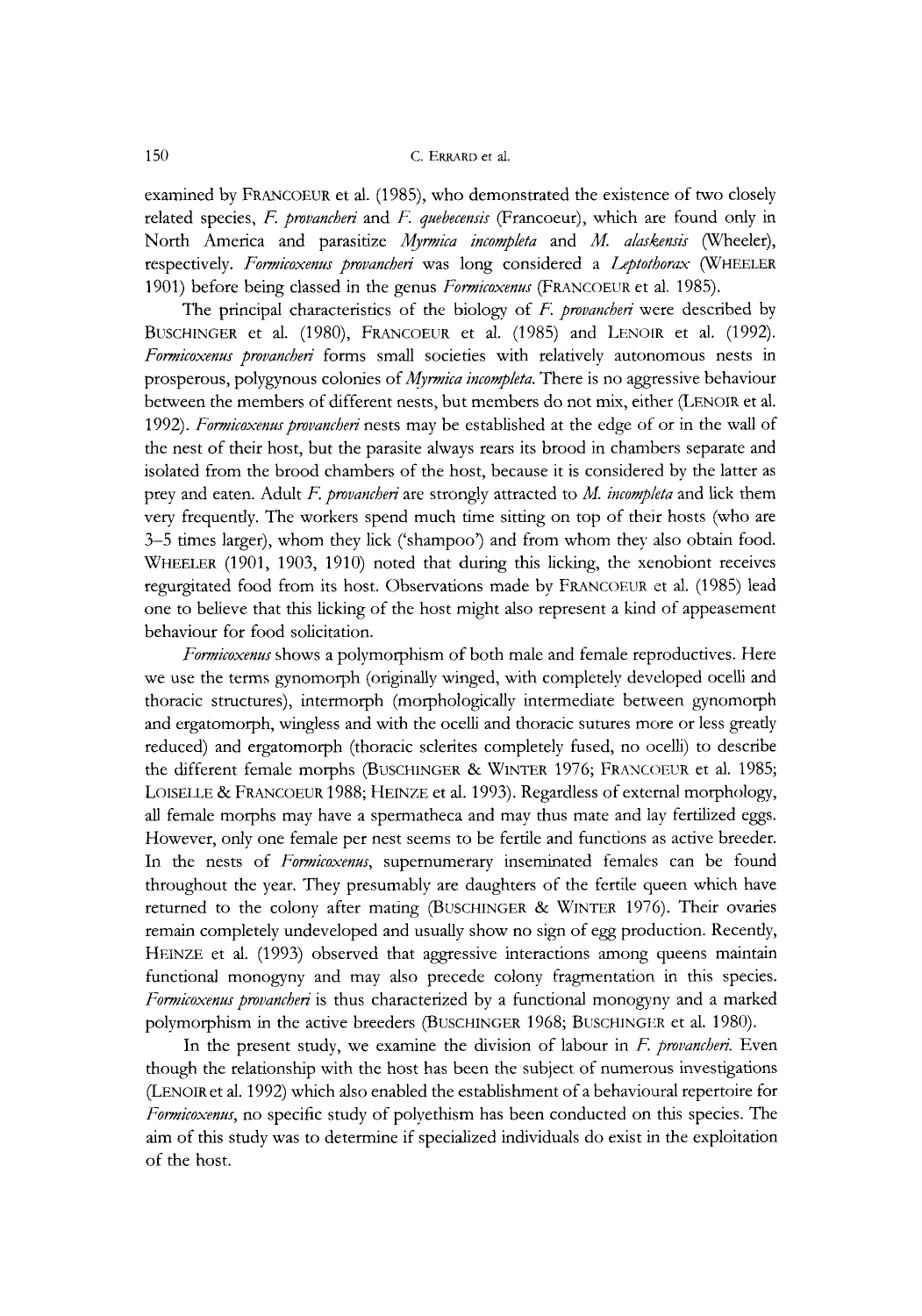examined by FRANCOEUR et al. (1985), who demonstrated the existence of two closely related species, *F. provancheri* and *F. quebecensis* (Francoeur), which are found only in North America and parasitize *Myrmica incompleta* and *M. alaskensis* (Wheeler), respectively. *Formicoxenus provancheri* was long considered a *Leptothorax* (WHEELER 1901) before being classed in the genus *Formicoxenus* (FRANCOEUR et al. 1985).

The principal characteristics of the biology of *F. provancheri* were described by BUSCHINGER et al. (1980), FRANCOEUR et al. (1985) and LENOIR et al. (1992). *Formicoxenus provancheri* forms small societies with relatively autonomous nests in prosperous, polygynous colonies of *Myrmica incompleta*. There is no aggressive behaviour between the members of different nests, but members do not mix, either (LENOIR et al. 1992). *Formicoxenus provancheri* nests may be established at the edge of or in the wall of the nest of their host, but the parasite always rears its brood in chambers separate and isolated from the brood chambers of the host, because it is considered by the latter as prey and eaten. Adult *F. provancheri* are strongly attracted to *M. incompleta* and lick them very frequently. The workers spend much time sitting on top of their hosts (who are 3–5 times larger), whom they lick ('shampoo') and from whom they also obtain food. WHEELER (1901, 1903, 1910) noted that during this licking, the xenobiont receives regurgitated food from its host. Observations made by FRANCOEUR et al. (1985) lead one to believe that this licking of the host might also represent a kind of appeasement behaviour for food solicitation.

*Formicoxenus* shows a polymorphism of both male and female reproductives. Here we use the terms gynomorph (originally winged, with completely developed ocelli and thoracic structures), intermorph (morphologically intermediate between gynomorph and ergatomorph, wingless and with the ocelli and thoracic sutures more or less greatly reduced) and ergatomorph (thoracic sclerites completely fused, no ocelli) to describe the different female morphs (BUSCHINGER & WINTER 1976; FRANCOEUR et al. 1985; LOISELLE & FRANCOEUR 1988; HEINZE et al. 1993). Regardless of external morphology, all female morphs may have a spermatheca and may thus mate and lay fertilized eggs. However, only one female per nest seems to be fertile and functions as active breeder. In the nests of *Formicoxenus*, supernumerary inseminated females can be found throughout the year. They presumably are daughters of the fertile queen which have returned to the colony after mating (BUSCHINGER & WINTER 1976). Their ovaries remain completely undeveloped and usually show no sign of egg production. Recently, HEINZE et al. (1993) observed that aggressive interactions among queens maintain functional monogyny and may also precede colony fragmentation in this species. *Formicoxenus provancheri* is thus characterized by a functional monogyny and a marked polymorphism in the active breeders (BUSCHINGER 1968; BUSCHINGER et al. 1980).

In the present study, we examine the division of labour in *F. provancheri*. Even though the relationship with the host has been the subject of numerous investigations (LENOIR et al. 1992) which also enabled the establishment of a behavioural repertoire for *Formicoxenus*, no specific study of polyethism has been conducted on this species. The aim of this study was to determine if specialized individuals do exist in the exploitation of the host.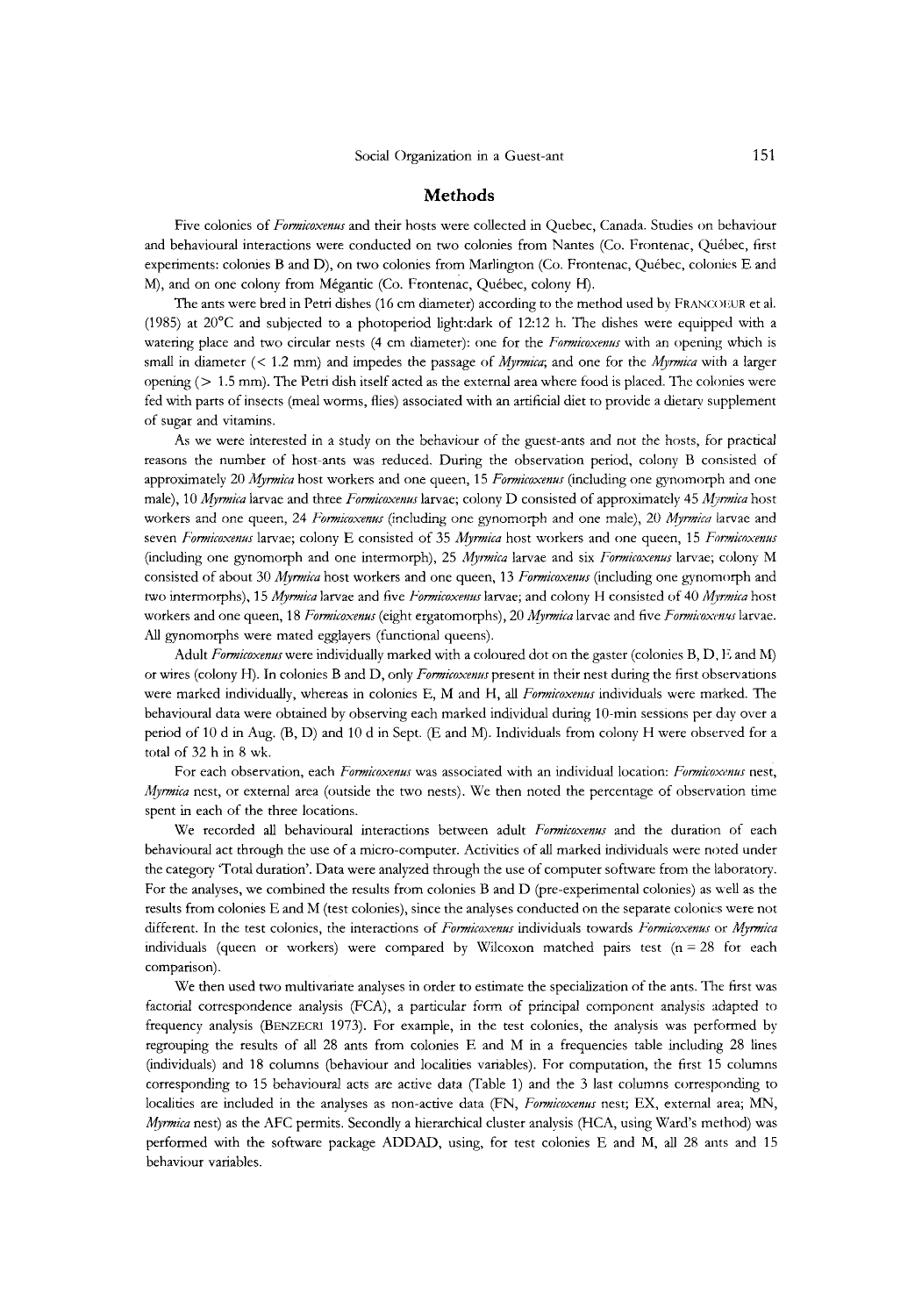## Methods

Five colonies of *Formicoxenus* and their hosts were collected in Quebec, Canada. Studies on behaviour and behavioural interactions were conducted on two colonies from Nantes (Co. Frontenac, Québec, first experiments: colonies B and D), on two colonies from Marlington (Co. Frontenac, Québec, colonies E and M), and on one colony from Mégantic (Co. Frontenac, Québec, colony H).

The ants were bred in Petri dishes (16 cm diameter) according to the method used by FRANCOEUR et al. (1985) at 20°C and subjected to a photoperiod light:dark of 12:12 h. The dishes were equipped with a watering place and two circular nests (4 cm diameter): one for the *Formicoxenus* with an opening which is small in diameter (< 1.2 mm) and impedes the passage of *Myrmica*; and one for the *Myrmica* with a larger opening (> 1.5 mm). The Petri dish itself acted as the external area where food is placed. The colonies were fed with parts of insects (meal worms, flies) associated with an artificial diet to provide a dietary supplement of sugar and vitamins.

As we were interested in a study on the behaviour of the guest-ants and not the hosts, for practical reasons the number of host-ants was reduced. During the observation period, colony B consisted of approximately 20 *Myrmica* host workers and one queen, 15 *Formicoxenus* (including one gynomorph and one male), 10 *Myrmica* larvae and three *Formicoxenus* larvae; colony D consisted of approximately 45 *Myrmica* host workers and one queen, 24 *Formicoxenus* (including one gynomorph and one male), 20 *Myrmica* larvae and seven *Formicoxenus* larvae; colony E consisted of 35 *Myrmica* host workers and one queen, 15 *Formicoxenus* (including one gynomorph and one intermorph), 25 *Myrmica* larvae and six *Formicoxenus* larvae; colony M consisted of about 30 *Myrmica* host workers and one queen, 13 *Formicoxenus* (including one gynomorph and two intermorphs), 15 *Myrmica* larvae and five *Formicoxenus* larvae; and colony H consisted of 40 *Myrmica* host workers and one queen, 18 *Formicoxenus* (eight ergatomorphs), 20 *Myrmica* larvae and five *Formicoxenus* larvae. All gynomorphs were mated egglayers (functional queens).

Adult *Formicoxenus* were individually marked with a coloured dot on the gaster (colonies B, D, E and M) or wires (colony H). In colonies B and D, only *Formicoxenus* present in their nest during the first observations were marked individually, whereas in colonies E, M and H, all *Formicoxenus* individuals were marked. The behavioural data were obtained by observing each marked individual during 10-min sessions per day over a period of 10 d in Aug. (B, D) and 10 d in Sept. (E and M). Individuals from colony H were observed for a total of 32 h in 8 wk.

For each observation, each *Formicoxenus* was associated with an individual location: *Formicoxenus* nest, *Myrmica* nest, or external area (outside the two nests). We then noted the percentage of observation time spent in each of the three locations.

We recorded all behavioural interactions between adult *Formicoxenus* and the duration of each behavioural act through the use of a micro-computer. Activities of all marked individuals were noted under the category 'Total duration'. Data were analyzed through the use of computer software from the laboratory. For the analyses, we combined the results from colonies B and D (pre-experimental colonies) as well as the results from colonies E and M (test colonies), since the analyses conducted on the separate colonies were not different. In the test colonies, the interactions of *Formicoxenus* individuals towards *Formicoxenus* or *Myrmica* individuals (queen or workers) were compared by Wilcoxon matched pairs test ($n = 28$ for each comparison).

We then used two multivariate analyses in order to estimate the specialization of the ants. The first was factorial correspondence analysis (FCA), a particular form of principal component analysis adapted to frequency analysis (BENZECRI 1973). For example, in the test colonies, the analysis was performed by regrouping the results of all 28 ants from colonies E and M in a frequencies table including 28 lines (individuals) and 18 columns (behaviour and localities variables). For computation, the first 15 columns corresponding to 15 behavioural acts are active data (Table 1) and the 3 last columns corresponding to localities are included in the analyses as non-active data (FN, *Formicoxenus* nest; EX, external area; MN, *Myrmica* nest) as the AFC permits. Secondly a hierarchical cluster analysis (HCA, using Ward's method) was performed with the software package ADDAD, using, for test colonies E and M, all 28 ants and 15 behaviour variables.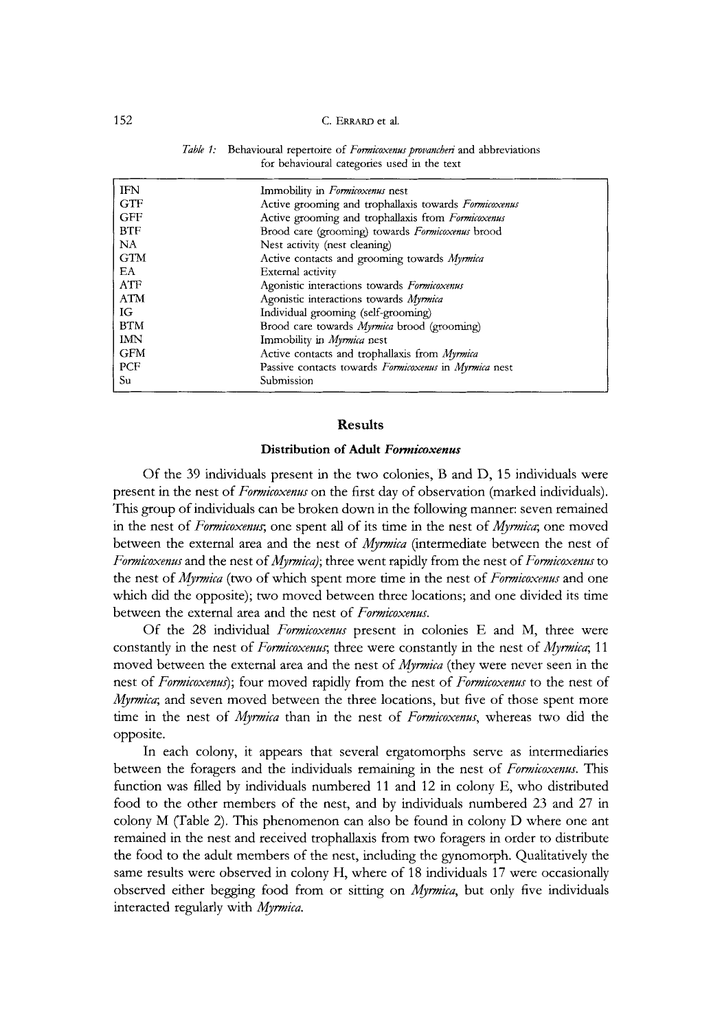*Table 1:* Behavioural repertoire of *Formicoxenus provancheri* and abbreviations for behavioural categories used in the text

| | |
|---|---|
| IFN | Immobility in *Formicoxenus* nest |
| GTF | Active grooming and trophallaxis towards *Formicoxenus* |
| GFF | Active grooming and trophallaxis from *Formicoxenus* |
| BTF | Brood care (grooming) towards *Formicoxenus* brood |
| NA | Nest activity (nest cleaning) |
| GTM | Active contacts and grooming towards *Myrmica* |
| EA | External activity |
| ATF | Agonistic interactions towards *Formicoxenus* |
| ATM | Agonistic interactions towards *Myrmica* |
| IG | Individual grooming (self-grooming) |
| BTM | Brood care towards *Myrmica* brood (grooming) |
| IMN | Immobility in *Myrmica* nest |
| GFM | Active contacts and trophallaxis from *Myrmica* |
| PCF | Passive contacts towards *Formicoxenus* in *Myrmica* nest |
| Su | Submission |

## Results

### Distribution of Adult *Formicoxenus*

Of the 39 individuals present in the two colonies, B and D, 15 individuals were present in the nest of *Formicoxenus* on the first day of observation (marked individuals). This group of individuals can be broken down in the following manner: seven remained in the nest of *Formicoxenus*; one spent all of its time in the nest of *Myrmica*; one moved between the external area and the nest of *Myrmica* (intermediate between the nest of *Formicoxenus* and the nest of *Myrmica*); three went rapidly from the nest of *Formicoxenus* to the nest of *Myrmica* (two of which spent more time in the nest of *Formicoxenus* and one which did the opposite); two moved between three locations; and one divided its time between the external area and the nest of *Formicoxenus*.

Of the 28 individual *Formicoxenus* present in colonies E and M, three were constantly in the nest of *Formicoxenus*; three were constantly in the nest of *Myrmica*; 11 moved between the external area and the nest of *Myrmica* (they were never seen in the nest of *Formicoxenus*); four moved rapidly from the nest of *Formicoxenus* to the nest of *Myrmica*; and seven moved between the three locations, but five of those spent more time in the nest of *Myrmica* than in the nest of *Formicoxenus*, whereas two did the opposite.

In each colony, it appears that several ergatomorphs serve as intermediaries between the foragers and the individuals remaining in the nest of *Formicoxenus*. This function was filled by individuals numbered 11 and 12 in colony E, who distributed food to the other members of the nest, and by individuals numbered 23 and 27 in colony M (Table 2). This phenomenon can also be found in colony D where one ant remained in the nest and received trophallaxis from two foragers in order to distribute the food to the adult members of the nest, including the gynomorph. Qualitatively the same results were observed in colony H, where of 18 individuals 17 were occasionally observed either begging food from or sitting on *Myrmica*, but only five individuals interacted regularly with *Myrmica*.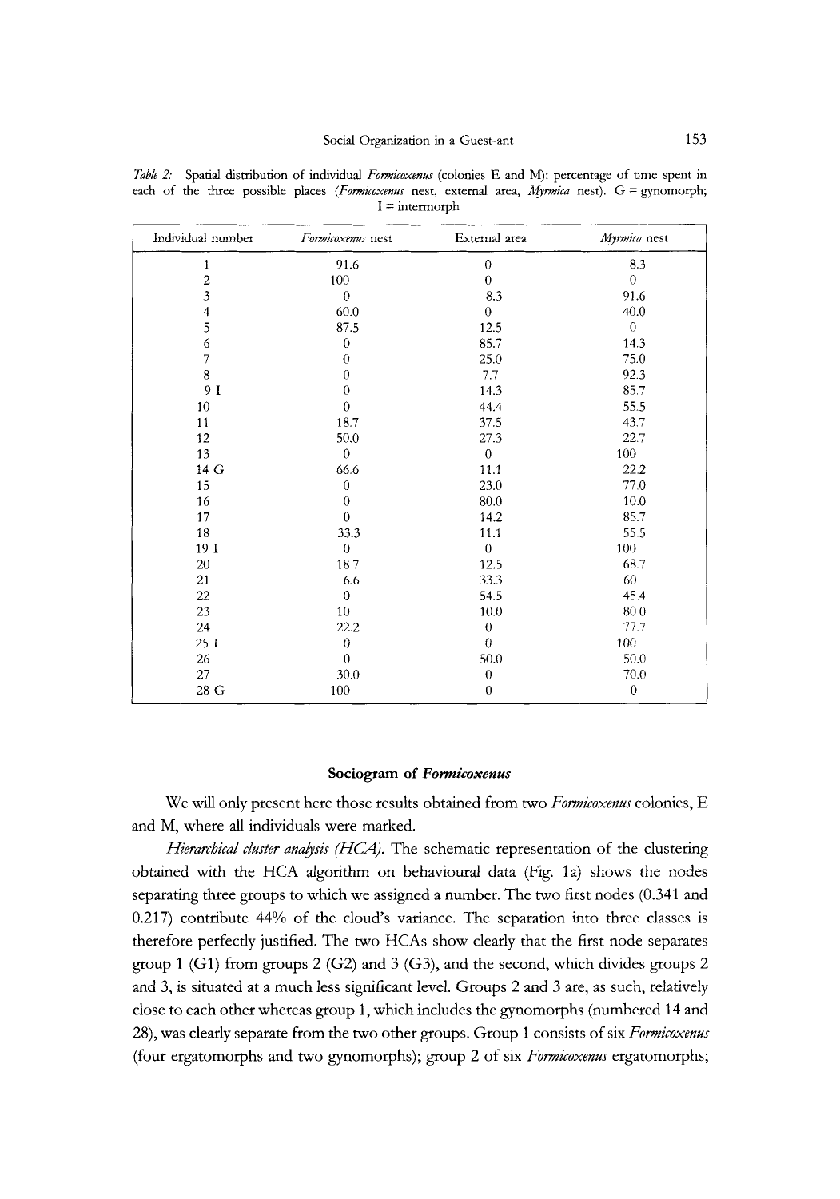*Table 2:* Spatial distribution of individual *Formicoxenus* (colonies E and M): percentage of time spent in each of the three possible places (*Formicoxenus* nest, external area, *Myrmica* nest). G = gynomorph; I = intermorph

| Individual number | *Formicoxenus* nest | External area | *Myrmica* nest |
|---|---|---|---|
| 1 | 91.6 | 0 | 8.3 |
| 2 | 100 | 0 | 0 |
| 3 | 0 | 8.3 | 91.6 |
| 4 | 60.0 | 0 | 40.0 |
| 5 | 87.5 | 12.5 | 0 |
| 6 | 0 | 85.7 | 14.3 |
| 7 | 0 | 25.0 | 75.0 |
| 8 | 0 | 7.7 | 92.3 |
| 9 I | 0 | 14.3 | 85.7 |
| 10 | 0 | 44.4 | 55.5 |
| 11 | 18.7 | 37.5 | 43.7 |
| 12 | 50.0 | 27.3 | 22.7 |
| 13 | 0 | 0 | 100 |
| 14 G | 66.6 | 11.1 | 22.2 |
| 15 | 0 | 23.0 | 77.0 |
| 16 | 0 | 80.0 | 10.0 |
| 17 | 0 | 14.2 | 85.7 |
| 18 | 33.3 | 11.1 | 55.5 |
| 19 I | 0 | 0 | 100 |
| 20 | 18.7 | 12.5 | 68.7 |
| 21 | 6.6 | 33.3 | 60 |
| 22 | 0 | 54.5 | 45.4 |
| 23 | 10 | 10.0 | 80.0 |
| 24 | 22.2 | 0 | 77.7 |
| 25 I | 0 | 0 | 100 |
| 26 | 0 | 50.0 | 50.0 |
| 27 | 30.0 | 0 | 70.0 |
| 28 G | 100 | 0 | 0 |

## Sociogram of *Formicoxenus*

We will only present here those results obtained from two *Formicoxenus* colonies, E and M, where all individuals were marked.

*Hierarchical cluster analysis (HCA).* The schematic representation of the clustering obtained with the HCA algorithm on behavioural data (Fig. 1a) shows the nodes separating three groups to which we assigned a number. The two first nodes (0.341 and 0.217) contribute 44% of the cloud's variance. The separation into three classes is therefore perfectly justified. The two HCAs show clearly that the first node separates group 1 (G1) from groups 2 (G2) and 3 (G3), and the second, which divides groups 2 and 3, is situated at a much less significant level. Groups 2 and 3 are, as such, relatively close to each other whereas group 1, which includes the gynomorphs (numbered 14 and 28), was clearly separate from the two other groups. Group 1 consists of six *Formicoxenus* (four ergatomorphs and two gynomorphs); group 2 of six *Formicoxenus* ergatomorphs;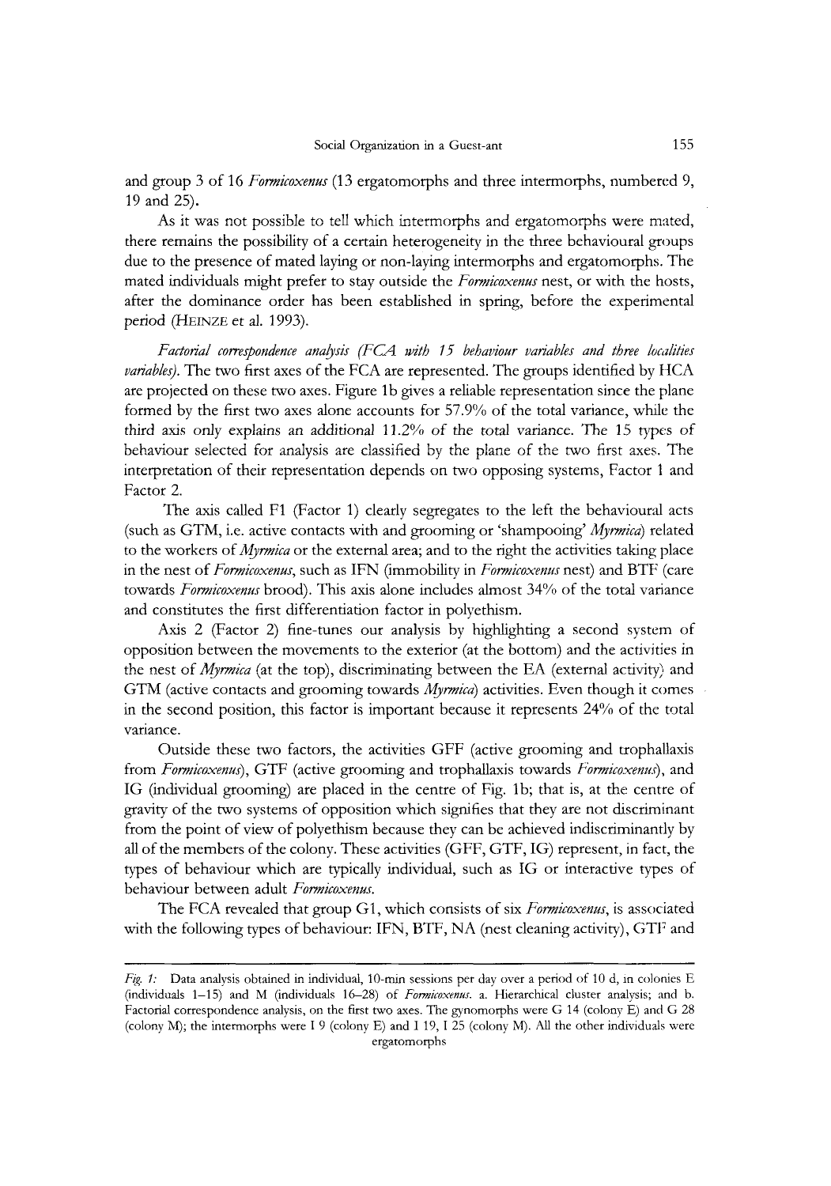and group 3 of 16 *Formicoxenus* (13 ergatomorphs and three intermorphs, numbered 9, 19 and 25).

As it was not possible to tell which intermorphs and ergatomorphs were mated, there remains the possibility of a certain heterogeneity in the three behavioural groups due to the presence of mated laying or non-laying intermorphs and ergatomorphs. The mated individuals might prefer to stay outside the *Formicoxenus* nest, or with the hosts, after the dominance order has been established in spring, before the experimental period (HEINZE et al. 1993).

*Factorial correspondence analysis (FCA with 15 behaviour variables and three localities variables).* The two first axes of the FCA are represented. The groups identified by HCA are projected on these two axes. Figure 1b gives a reliable representation since the plane formed by the first two axes alone accounts for 57.9% of the total variance, while the third axis only explains an additional 11.2% of the total variance. The 15 types of behaviour selected for analysis are classified by the plane of the two first axes. The interpretation of their representation depends on two opposing systems, Factor 1 and Factor 2.

The axis called F1 (Factor 1) clearly segregates to the left the behavioural acts (such as GTM, i.e. active contacts with and grooming or 'shampooing' *Myrmica*) related to the workers of *Myrmica* or the external area; and to the right the activities taking place in the nest of *Formicoxenus*, such as IFN (immobility in *Formicoxenus* nest) and BTF (care towards *Formicoxenus* brood). This axis alone includes almost 34% of the total variance and constitutes the first differentiation factor in polyethism.

Axis 2 (Factor 2) fine-tunes our analysis by highlighting a second system of opposition between the movements to the exterior (at the bottom) and the activities in the nest of *Myrmica* (at the top), discriminating between the EA (external activity) and GTM (active contacts and grooming towards *Myrmica*) activities. Even though it comes in the second position, this factor is important because it represents 24% of the total variance.

Outside these two factors, the activities GFF (active grooming and trophallaxis from *Formicoxenus*), GTF (active grooming and trophallaxis towards *Formicoxenus*), and IG (individual grooming) are placed in the centre of Fig. 1b; that is, at the centre of gravity of the two systems of opposition which signifies that they are not discriminant from the point of view of polyethism because they can be achieved indiscriminantly by all of the members of the colony. These activities (GFF, GTF, IG) represent, in fact, the types of behaviour which are typically individual, such as IG or interactive types of behaviour between adult *Formicoxenus*.

The FCA revealed that group G1, which consists of six *Formicoxenus*, is associated with the following types of behaviour: IFN, BTF, NA (nest cleaning activity), GTF and

*Fig. 1:* Data analysis obtained in individual, 10-min sessions per day over a period of 10 d, in colonies E (individuals 1–15) and M (individuals 16–28) of *Formicoxenus*. a. Hierarchical cluster analysis; and b. Factorial correspondence analysis, on the first two axes. The gynomorphs were G 14 (colony E) and G 28 (colony M); the intermorphs were I 9 (colony E) and I 19, I 25 (colony M). All the other individuals were ergatomorphs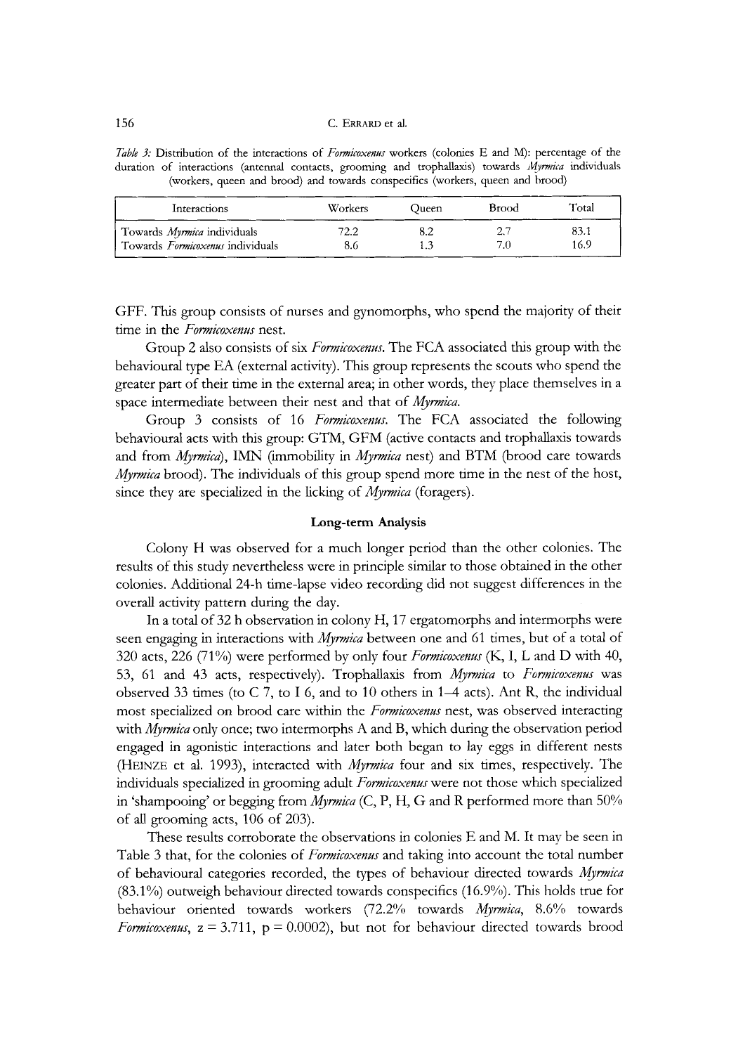*Table 3:* Distribution of the interactions of *Formicoxenus* workers (colonies E and M): percentage of the duration of interactions (antennal contacts, grooming and trophallaxis) towards *Myrmica* individuals (workers, queen and brood) and towards conspecifics (workers, queen and brood)

| Interactions | Workers | Queen | Brood | Total |
|---|---|---|---|---|
| Towards *Myrmica* individuals | 72.2 | 8.2 | 2.7 | 83.1 |
| Towards *Formicoxenus* individuals | 8.6 | 1.3 | 7.0 | 16.9 |

GFF. This group consists of nurses and gynomorphs, who spend the majority of their time in the *Formicoxenus* nest.

Group 2 also consists of six *Formicoxenus*. The FCA associated this group with the behavioural type EA (external activity). This group represents the scouts who spend the greater part of their time in the external area; in other words, they place themselves in a space intermediate between their nest and that of *Myrmica*.

Group 3 consists of 16 *Formicoxenus*. The FCA associated the following behavioural acts with this group: GTM, GFM (active contacts and trophallaxis towards and from *Myrmica*), IMN (immobility in *Myrmica* nest) and BTM (brood care towards *Myrmica* brood). The individuals of this group spend more time in the nest of the host, since they are specialized in the licking of *Myrmica* (foragers).

### Long-term Analysis

Colony H was observed for a much longer period than the other colonies. The results of this study nevertheless were in principle similar to those obtained in the other colonies. Additional 24-h time-lapse video recording did not suggest differences in the overall activity pattern during the day.

In a total of 32 h observation in colony H, 17 ergatomorphs and intermorphs were seen engaging in interactions with *Myrmica* between one and 61 times, but of a total of 320 acts, 226 (71%) were performed by only four *Formicoxenus* (K, I, L and D with 40, 53, 61 and 43 acts, respectively). Trophallaxis from *Myrmica* to *Formicoxenus* was observed 33 times (to C 7, to I 6, and to 10 others in 1–4 acts). Ant R, the individual most specialized on brood care within the *Formicoxenus* nest, was observed interacting with *Myrmica* only once; two intermorphs A and B, which during the observation period engaged in agonistic interactions and later both began to lay eggs in different nests (HEINZE et al. 1993), interacted with *Myrmica* four and six times, respectively. The individuals specialized in grooming adult *Formicoxenus* were not those which specialized in 'shampooing' or begging from *Myrmica* (C, P, H, G and R performed more than 50% of all grooming acts, 106 of 203).

These results corroborate the observations in colonies E and M. It may be seen in Table 3 that, for the colonies of *Formicoxenus* and taking into account the total number of behavioural categories recorded, the types of behaviour directed towards *Myrmica* (83.1%) outweigh behaviour directed towards conspecifics (16.9%). This holds true for behaviour oriented towards workers (72.2% towards *Myrmica*, 8.6% towards *Formicoxenus*, $z = 3.711$, $p = 0.0002$), but not for behaviour directed towards brood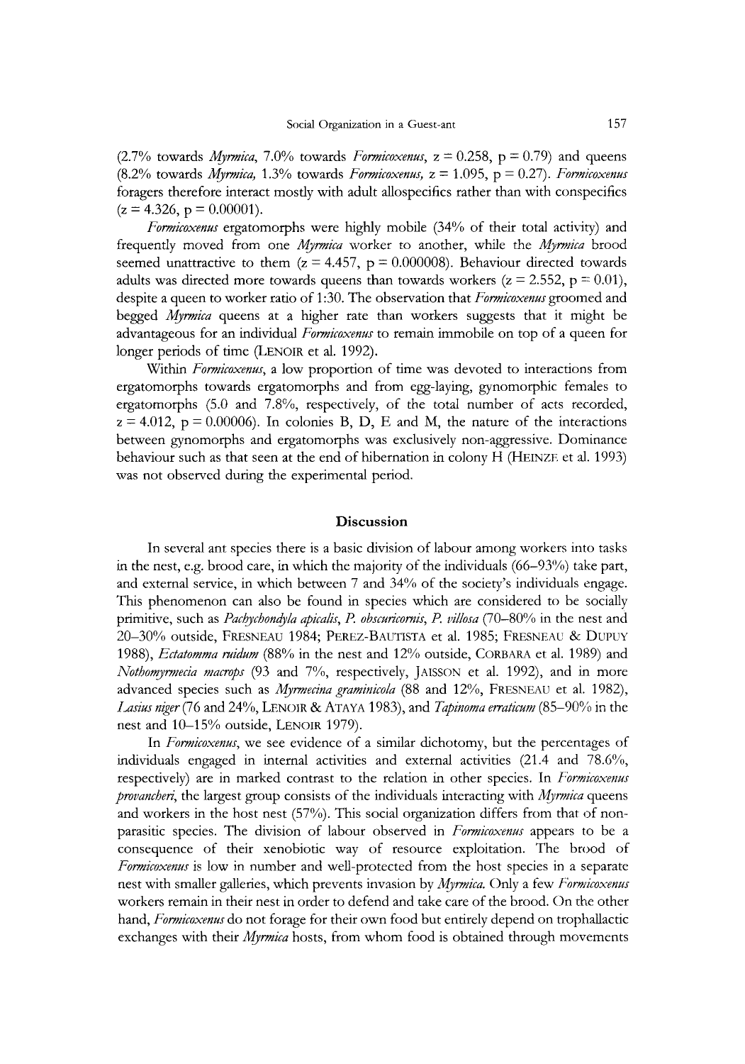(2.7% towards *Myrmica*, 7.0% towards *Formicoxenus*, $z = 0.258$, $p = 0.79$) and queens (8.2% towards *Myrmica*, 1.3% towards *Formicoxenus*, $z = 1.095$, $p = 0.27$). *Formicoxenus* foragers therefore interact mostly with adult allospecifics rather than with conspecifics ($z = 4.326$, $p = 0.00001$).

*Formicoxenus* ergatomorphs were highly mobile (34% of their total activity) and frequently moved from one *Myrmica* worker to another, while the *Myrmica* brood seemed unattractive to them ($z = 4.457$, $p = 0.000008$). Behaviour directed towards adults was directed more towards queens than towards workers ($z = 2.552$, $p = 0.01$), despite a queen to worker ratio of 1:30. The observation that *Formicoxenus* groomed and begged *Myrmica* queens at a higher rate than workers suggests that it might be advantageous for an individual *Formicoxenus* to remain immobile on top of a queen for longer periods of time (LENOIR et al. 1992).

Within *Formicoxenus*, a low proportion of time was devoted to interactions from ergatomorphs towards ergatomorphs and from egg-laying, gynomorphic females to ergatomorphs (5.0 and 7.8%, respectively, of the total number of acts recorded, $z = 4.012$, $p = 0.00006$). In colonies B, D, E and M, the nature of the interactions between gynomorphs and ergatomorphs was exclusively non-aggressive. Dominance behaviour such as that seen at the end of hibernation in colony H (HEINZE et al. 1993) was not observed during the experimental period.

## Discussion

In several ant species there is a basic division of labour among workers into tasks in the nest, e.g. brood care, in which the majority of the individuals (66–93%) take part, and external service, in which between 7 and 34% of the society's individuals engage. This phenomenon can also be found in species which are considered to be socially primitive, such as *Pachycondyla apicalis*, *P. obscuricornis*, *P. villosa* (70–80% in the nest and 20–30% outside, FRESNEAU 1984; PEREZ-BAUTISTA et al. 1985; FRESNEAU & DUPUY 1988), *Ectatomma ruidum* (88% in the nest and 12% outside, CORBARA et al. 1989) and *Nothomyrmecia macrops* (93 and 7%, respectively, JAISSON et al. 1992), and in more advanced species such as *Myrmecina graminicola* (88 and 12%, FRESNEAU et al. 1982), *Lasius niger* (76 and 24%, LENOIR & ATAYA 1983), and *Tapinoma erraticum* (85–90% in the nest and 10–15% outside, LENOIR 1979).

In *Formicoxenus*, we see evidence of a similar dichotomy, but the percentages of individuals engaged in internal activities and external activities (21.4 and 78.6%, respectively) are in marked contrast to the relation in other species. In *Formicoxenus provancheri*, the largest group consists of the individuals interacting with *Myrmica* queens and workers in the host nest (57%). This social organization differs from that of non-parasitic species. The division of labour observed in *Formicoxenus* appears to be a consequence of their xenobiotic way of resource exploitation. The brood of *Formicoxenus* is low in number and well-protected from the host species in a separate nest with smaller galleries, which prevents invasion by *Myrmica*. Only a few *Formicoxenus* workers remain in their nest in order to defend and take care of the brood. On the other hand, *Formicoxenus* do not forage for their own food but entirely depend on trophallactic exchanges with their *Myrmica* hosts, from whom food is obtained through movements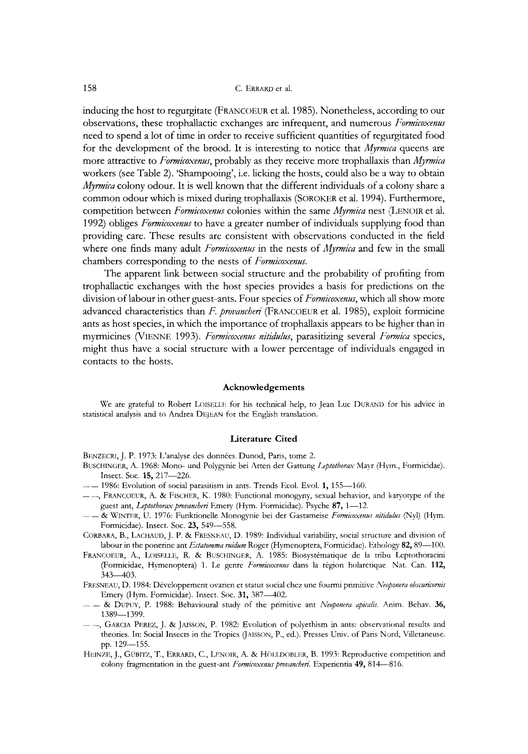inducing the host to regurgitate (FRANCOEUR et al. 1985). Nonetheless, according to our observations, these trophallactic exchanges are infrequent, and numerous *Formicoxenus* need to spend a lot of time in order to receive sufficient quantities of regurgitated food for the development of the brood. It is interesting to notice that *Myrmica* queens are more attractive to *Formicoxenus*, probably as they receive more trophallaxis than *Myrmica* workers (see Table 2). 'Shampooing', i.e. licking the hosts, could also be a way to obtain *Myrmica* colony odour. It is well known that the different individuals of a colony share a common odour which is mixed during trophallaxis (SOROKER et al. 1994). Furthermore, competition between *Formicoxenus* colonies within the same *Myrmica* nest (LENOIR et al. 1992) obliges *Formicoxenus* to have a greater number of individuals supplying food than providing care. These results are consistent with observations conducted in the field where one finds many adult *Formicoxenus* in the nests of *Myrmica* and few in the small chambers corresponding to the nests of *Formicoxenus*.

The apparent link between social structure and the probability of profiting from trophallactic exchanges with the host species provides a basis for predictions on the division of labour in other guest-ants. Four species of *Formicoxenus*, which all show more advanced characteristics than *F. provancheri* (FRANCOEUR et al. 1985), exploit formicine ants as host species, in which the importance of trophallaxis appears to be higher than in myrmicines (VIENNE 1993). *Formicoxenus nitidulus*, parasitizing several *Formica* species, might thus have a social structure with a lower percentage of individuals engaged in contacts to the hosts.

## Acknowledgements

We are grateful to Robert LOISELLE for his technical help, to Jean Luc DURAND for his advice in statistical analysis and to Andrea DEJEAN for the English translation.

## Literature Cited

BENZECRI, J. P. 1973: L'analyse des données. Dunod, Paris, tome 2.

BUSCHINGER, A. 1968: Mono- und Polygynie bei Arten der Gattung *Leptothorax* Mayr (Hym., Formicidae). Insect. Soc. **15,** 217—226.

— — 1986: Evolution of social parasitism in ants. Trends Ecol. Evol. **1,** 155—160.

— —, FRANCOEUR, A. & FISCHER, K. 1980: Functional monogyny, sexual behavior, and karyotype of the guest ant, *Leptothorax provancheri* Emery (Hym. Formicidae). Psyche **87,** 1—12.

— — & WINTER, U. 1976: Funktionelle Monogynie bei der Gastameise *Formicoxenus nitidulus* (Nyl) (Hym. Formicidae). Insect. Soc. **23,** 549—558.

CORBARA, B., LACHAUD, J. P. & FRESNEAU, D. 1989: Individual variability, social structure and division of labour in the ponerine ant *Ectatomma ruidum* Roger (Hymenoptera, Formicidae). Ethology **82,** 89—100.

FRANCOEUR, A., LOISELLE, R. & BUSCHINGER, A. 1985: Biosystématique de la tribu Leptothoracini (Formicidae, Hymenoptera) 1. Le genre *Formicoxenus* dans la région holarctique. Nat. Can. **112,** 343—403.

FRESNEAU, D. 1984: Développement ovarien et statut social chez une fourmi primitive *Neoponera obscuricornis* Emery (Hym. Formicidae). Insect. Soc. **31,** 387—402.

— — & DUPUY, P. 1988: Behavioural study of the primitive ant *Neoponera apicalis*. Anim. Behav. **36,** 1389—1399.

— —, GARCIA PEREZ, J. & JAISSON, P. 1982: Evolution of polyethism in ants: observational results and theories. In: Social Insects in the Tropics (JAISSON, P., ed.). Presses Univ. of Paris Nord, Villetaneuse. pp. 129—155.

HEINZE, J., GÜBITZ, T., ERRARD, C., LENOIR, A. & HÖLLDOBLER, B. 1993: Reproductive competition and colony fragmentation in the guest-ant *Formicoxenus provancheri*. Experientia **49,** 814—816.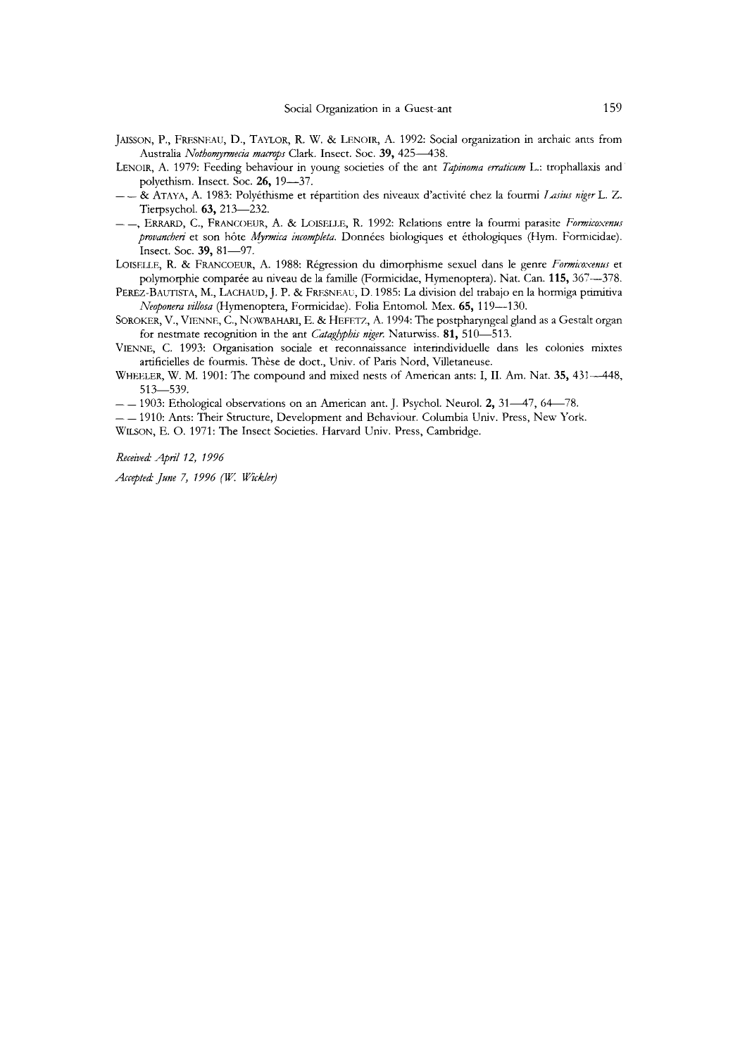JAISSON, P., FRESNEAU, D., TAYLOR, R. W. & LENOIR, A. 1992: Social organization in archaic ants from Australia *Nothomyrmecia macrops* Clark. Insect. Soc. **39,** 425—438.

LENOIR, A. 1979: Feeding behaviour in young societies of the ant *Tapinoma erraticum* L.: trophallaxis and polyethism. Insect. Soc. **26,** 19—37.

— — & ATAYA, A. 1983: Polyéthisme et répartition des niveaux d'activité chez la fourmi *Lasius niger* L. Z. Tierpsychol. **63,** 213—232.

— —, ERRARD, C., FRANCOEUR, A. & LOISELLE, R. 1992: Relations entre la fourmi parasite *Formicoxenus provancheri* et son hôte *Myrmica incompleta*. Données biologiques et éthologiques (Hym. Formicidae). Insect. Soc. **39,** 81—97.

LOISELLE, R. & FRANCOEUR, A. 1988: Régression du dimorphisme sexuel dans le genre *Formicoxenus* et polymorphie comparée au niveau de la famille (Formicidae, Hymenoptera). Nat. Can. **115,** 367—378.

PEREZ-BAUTISTA, M., LACHAUD, J. P. & FRESNEAU, D. 1985: La division del trabajo en la hormiga primitiva *Neoponera villosa* (Hymenoptera, Formicidae). Folia Entomol. Mex. **65,** 119—130.

SOROKER, V., VIENNE, C., NOWBAHARI, E. & HEFETZ, A. 1994: The postpharyngeal gland as a Gestalt organ for nestmate recognition in the ant *Cataglyphis niger*. Naturwiss. **81,** 510—513.

VIENNE, C. 1993: Organisation sociale et reconnaissance interindividuelle dans les colonies mixtes artificielles de fourmis. Thèse de doct., Univ. of Paris Nord, Villetaneuse.

WHEELER, W. M. 1901: The compound and mixed nests of American ants: I, II. Am. Nat. **35,** 431—448, 513—539.

— — 1903: Ethological observations on an American ant. J. Psychol. Neurol. **2,** 31—47, 64—78.

— — 1910: Ants: Their Structure, Development and Behaviour. Columbia Univ. Press, New York.

WILSON, E. O. 1971: The Insect Societies. Harvard Univ. Press, Cambridge.

*Received: April 12, 1996*

*Accepted: June 7, 1996 (W. Wickler)*